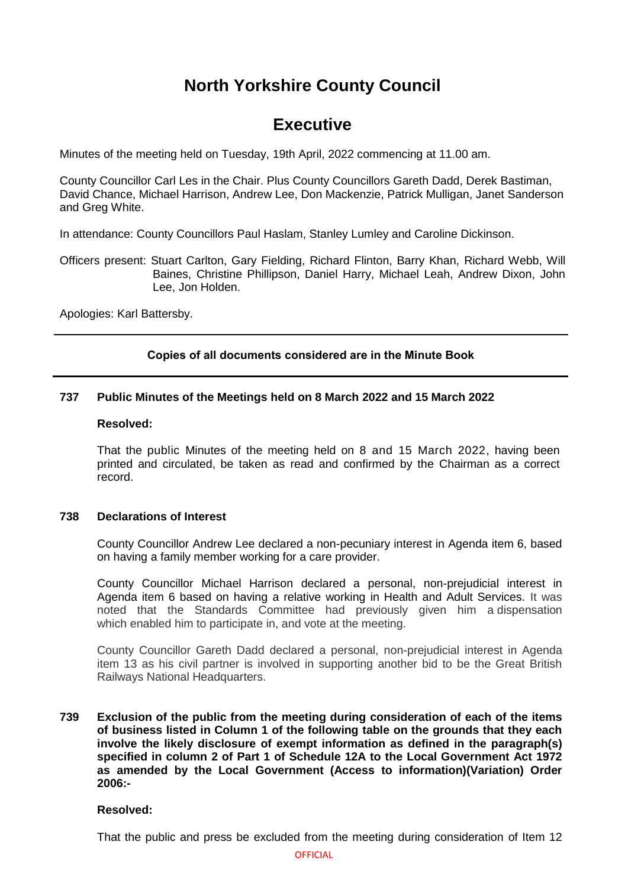# North Yorkshire County Council

# Executive

Minutes of the meeting held on Tuesday, 19th April, 2022 commencing at 11.00 am.

County Councillor Carl Les in the Chair. Plus County Councillors Gareth Dadd, Derek Bastiman, David Chance, Michael Harrison, Andrew Lee, Don Mackenzie, Patrick Mulligan, Janet Sanderson and Greg White.

In attendance: County Councillors Paul Haslam, Stanley Lumley and Caroline Dickinson.

Officers present: Stuart Carlton, Gary Fielding, Richard Flinton, Barry Khan, Richard Webb, Will Baines, Christine Phillipson, Daniel Harry, Michael Leah, Andrew Dixon, John Lee, Jon Holden.

Apologies: Karl Battersby.

---

**Copies of all documents considered are in the Minute Book**

---

### 737 Public Minutes of the Meetings held on 8 March 2022 and 15 March 2022

**Resolved:**

That the public Minutes of the meeting held on 8 and 15 March 2022, having been printed and circulated, be taken as read and confirmed by the Chairman as a correct record.

### 738 Declarations of Interest

County Councillor Andrew Lee declared a non-pecuniary interest in Agenda item 6, based on having a family member working for a care provider.

County Councillor Michael Harrison declared a personal, non-prejudicial interest in Agenda item 6 based on having a relative working in Health and Adult Services. It was noted that the Standards Committee had previously given him a dispensation which enabled him to participate in, and vote at the meeting.

County Councillor Gareth Dadd declared a personal, non-prejudicial interest in Agenda item 13 as his civil partner is involved in supporting another bid to be the Great British Railways National Headquarters.

### 739 Exclusion of the public from the meeting during consideration of each of the items of business listed in Column 1 of the following table on the grounds that they each involve the likely disclosure of exempt information as defined in the paragraph(s) specified in column 2 of Part 1 of Schedule 12A to the Local Government Act 1972 as amended by the Local Government (Access to information)(Variation) Order 2006:-

**Resolved:**

That the public and press be excluded from the meeting during consideration of Item 12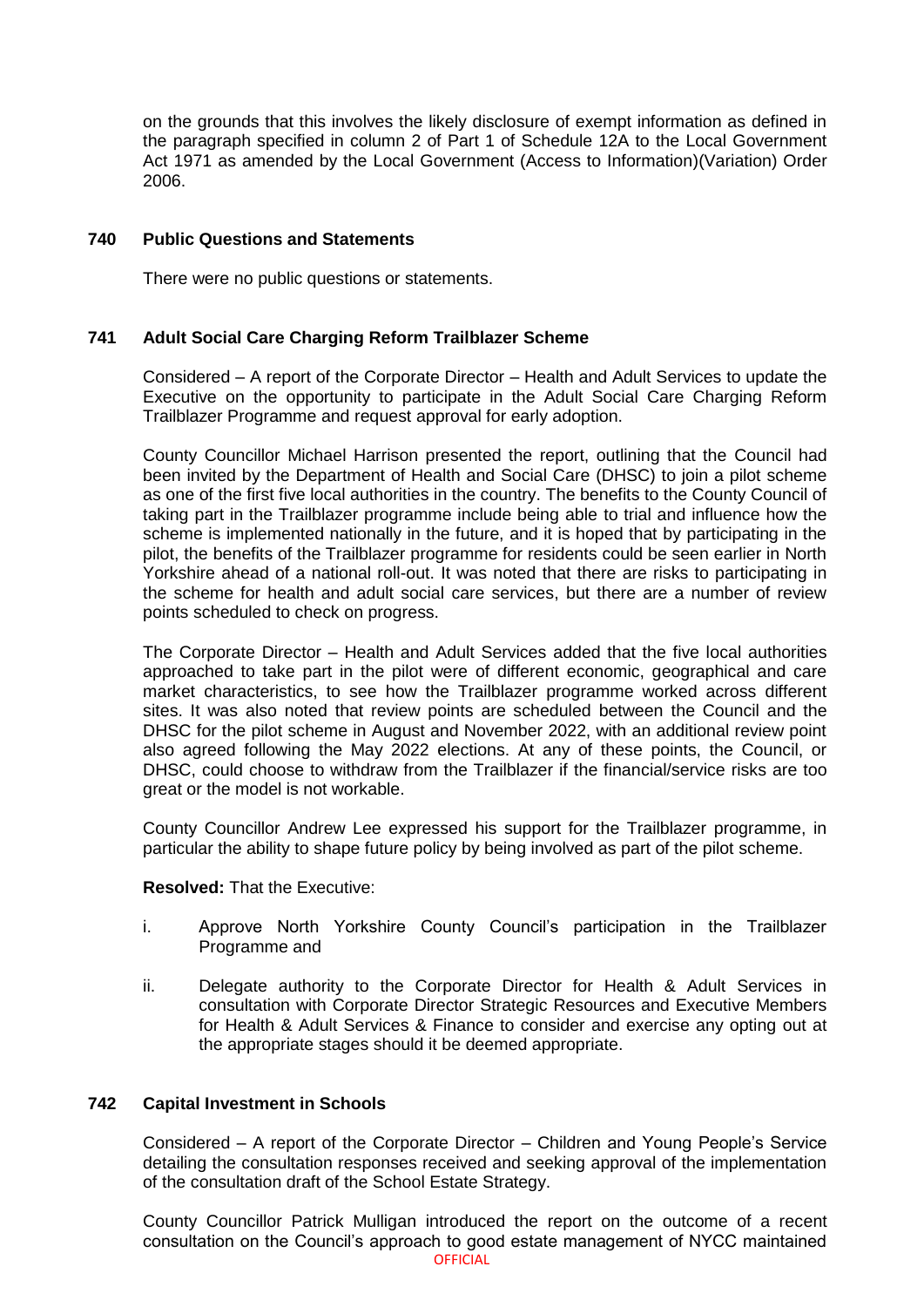on the grounds that this involves the likely disclosure of exempt information as defined in the paragraph specified in column 2 of Part 1 of Schedule 12A to the Local Government Act 1971 as amended by the Local Government (Access to Information)(Variation) Order 2006.

## 740 Public Questions and Statements

There were no public questions or statements.

## 741 Adult Social Care Charging Reform Trailblazer Scheme

Considered – A report of the Corporate Director – Health and Adult Services to update the Executive on the opportunity to participate in the Adult Social Care Charging Reform Trailblazer Programme and request approval for early adoption.

County Councillor Michael Harrison presented the report, outlining that the Council had been invited by the Department of Health and Social Care (DHSC) to join a pilot scheme as one of the first five local authorities in the country. The benefits to the County Council of taking part in the Trailblazer programme include being able to trial and influence how the scheme is implemented nationally in the future, and it is hoped that by participating in the pilot, the benefits of the Trailblazer programme for residents could be seen earlier in North Yorkshire ahead of a national roll-out. It was noted that there are risks to participating in the scheme for health and adult social care services, but there are a number of review points scheduled to check on progress.

The Corporate Director – Health and Adult Services added that the five local authorities approached to take part in the pilot were of different economic, geographical and care market characteristics, to see how the Trailblazer programme worked across different sites. It was also noted that review points are scheduled between the Council and the DHSC for the pilot scheme in August and November 2022, with an additional review point also agreed following the May 2022 elections. At any of these points, the Council, or DHSC, could choose to withdraw from the Trailblazer if the financial/service risks are too great or the model is not workable.

County Councillor Andrew Lee expressed his support for the Trailblazer programme, in particular the ability to shape future policy by being involved as part of the pilot scheme.

**Resolved:** That the Executive:

i. Approve North Yorkshire County Council's participation in the Trailblazer Programme and

ii. Delegate authority to the Corporate Director for Health & Adult Services in consultation with Corporate Director Strategic Resources and Executive Members for Health & Adult Services & Finance to consider and exercise any opting out at the appropriate stages should it be deemed appropriate.

## 742 Capital Investment in Schools

Considered – A report of the Corporate Director – Children and Young People's Service detailing the consultation responses received and seeking approval of the implementation of the consultation draft of the School Estate Strategy.

County Councillor Patrick Mulligan introduced the report on the outcome of a recent consultation on the Council's approach to good estate management of NYCC maintained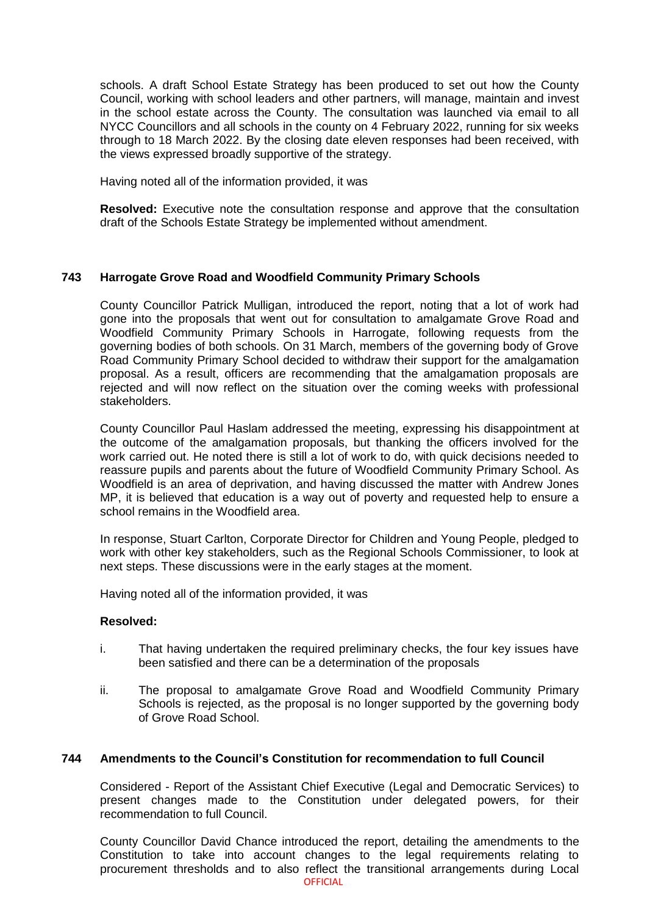schools. A draft School Estate Strategy has been produced to set out how the County Council, working with school leaders and other partners, will manage, maintain and invest in the school estate across the County. The consultation was launched via email to all NYCC Councillors and all schools in the county on 4 February 2022, running for six weeks through to 18 March 2022. By the closing date eleven responses had been received, with the views expressed broadly supportive of the strategy.

Having noted all of the information provided, it was

**Resolved:** Executive note the consultation response and approve that the consultation draft of the Schools Estate Strategy be implemented without amendment.

## 743 Harrogate Grove Road and Woodfield Community Primary Schools

County Councillor Patrick Mulligan, introduced the report, noting that a lot of work had gone into the proposals that went out for consultation to amalgamate Grove Road and Woodfield Community Primary Schools in Harrogate, following requests from the governing bodies of both schools. On 31 March, members of the governing body of Grove Road Community Primary School decided to withdraw their support for the amalgamation proposal. As a result, officers are recommending that the amalgamation proposals are rejected and will now reflect on the situation over the coming weeks with professional stakeholders.

County Councillor Paul Haslam addressed the meeting, expressing his disappointment at the outcome of the amalgamation proposals, but thanking the officers involved for the work carried out. He noted there is still a lot of work to do, with quick decisions needed to reassure pupils and parents about the future of Woodfield Community Primary School. As Woodfield is an area of deprivation, and having discussed the matter with Andrew Jones MP, it is believed that education is a way out of poverty and requested help to ensure a school remains in the Woodfield area.

In response, Stuart Carlton, Corporate Director for Children and Young People, pledged to work with other key stakeholders, such as the Regional Schools Commissioner, to look at next steps. These discussions were in the early stages at the moment.

Having noted all of the information provided, it was

**Resolved:**

i. That having undertaken the required preliminary checks, the four key issues have been satisfied and there can be a determination of the proposals

ii. The proposal to amalgamate Grove Road and Woodfield Community Primary Schools is rejected, as the proposal is no longer supported by the governing body of Grove Road School.

## 744 Amendments to the Council's Constitution for recommendation to full Council

Considered - Report of the Assistant Chief Executive (Legal and Democratic Services) to present changes made to the Constitution under delegated powers, for their recommendation to full Council.

County Councillor David Chance introduced the report, detailing the amendments to the Constitution to take into account changes to the legal requirements relating to procurement thresholds and to also reflect the transitional arrangements during Local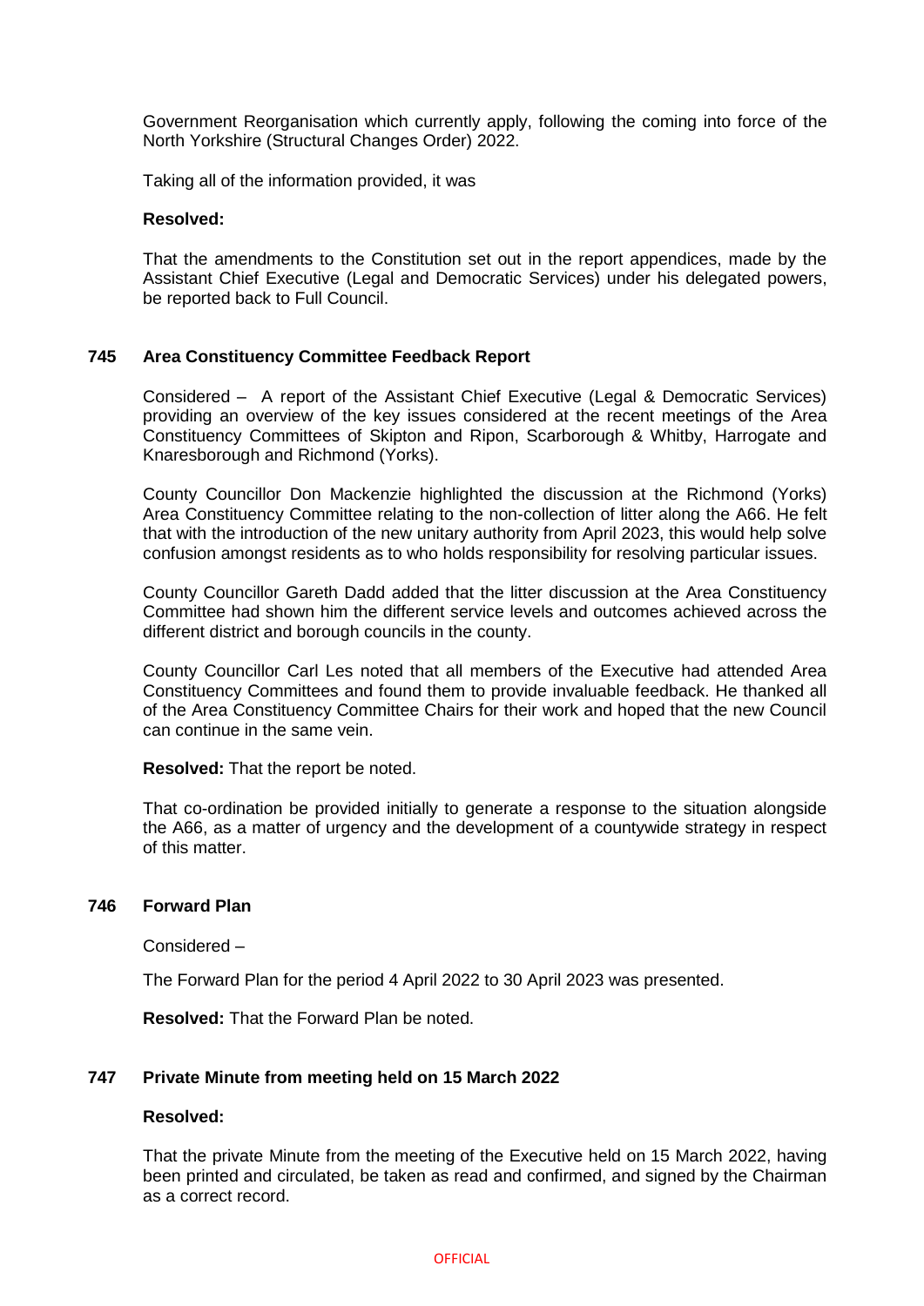Government Reorganisation which currently apply, following the coming into force of the North Yorkshire (Structural Changes Order) 2022.

Taking all of the information provided, it was

**Resolved:**

That the amendments to the Constitution set out in the report appendices, made by the Assistant Chief Executive (Legal and Democratic Services) under his delegated powers, be reported back to Full Council.

### 745 Area Constituency Committee Feedback Report

Considered – A report of the Assistant Chief Executive (Legal & Democratic Services) providing an overview of the key issues considered at the recent meetings of the Area Constituency Committees of Skipton and Ripon, Scarborough & Whitby, Harrogate and Knaresborough and Richmond (Yorks).

County Councillor Don Mackenzie highlighted the discussion at the Richmond (Yorks) Area Constituency Committee relating to the non-collection of litter along the A66. He felt that with the introduction of the new unitary authority from April 2023, this would help solve confusion amongst residents as to who holds responsibility for resolving particular issues.

County Councillor Gareth Dadd added that the litter discussion at the Area Constituency Committee had shown him the different service levels and outcomes achieved across the different district and borough councils in the county.

County Councillor Carl Les noted that all members of the Executive had attended Area Constituency Committees and found them to provide invaluable feedback. He thanked all of the Area Constituency Committee Chairs for their work and hoped that the new Council can continue in the same vein.

**Resolved:** That the report be noted.

That co-ordination be provided initially to generate a response to the situation alongside the A66, as a matter of urgency and the development of a countywide strategy in respect of this matter.

### 746 Forward Plan

Considered –

The Forward Plan for the period 4 April 2022 to 30 April 2023 was presented.

**Resolved:** That the Forward Plan be noted.

### 747 Private Minute from meeting held on 15 March 2022

**Resolved:**

That the private Minute from the meeting of the Executive held on 15 March 2022, having been printed and circulated, be taken as read and confirmed, and signed by the Chairman as a correct record.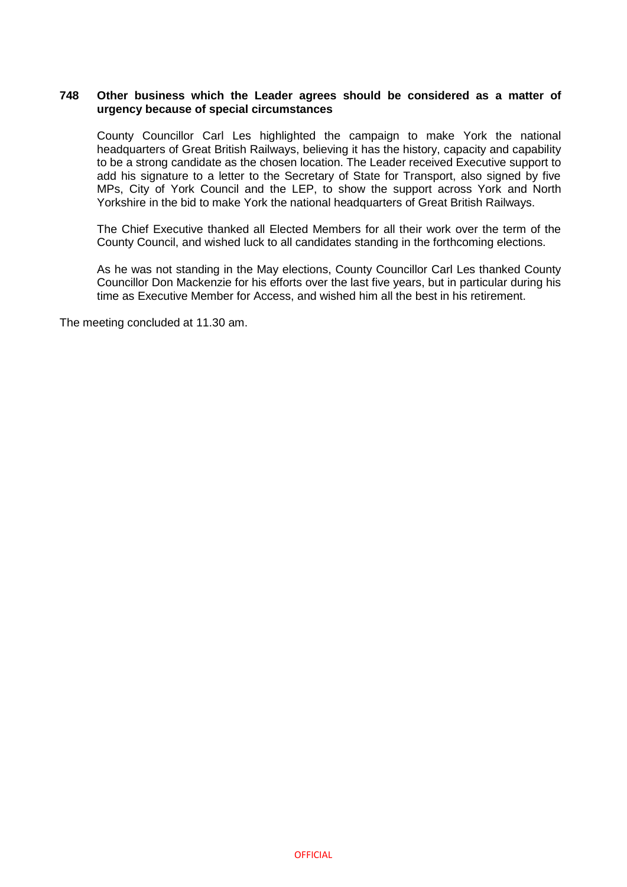**748 Other business which the Leader agrees should be considered as a matter of urgency because of special circumstances**

County Councillor Carl Les highlighted the campaign to make York the national headquarters of Great British Railways, believing it has the history, capacity and capability to be a strong candidate as the chosen location. The Leader received Executive support to add his signature to a letter to the Secretary of State for Transport, also signed by five MPs, City of York Council and the LEP, to show the support across York and North Yorkshire in the bid to make York the national headquarters of Great British Railways.

The Chief Executive thanked all Elected Members for all their work over the term of the County Council, and wished luck to all candidates standing in the forthcoming elections.

As he was not standing in the May elections, County Councillor Carl Les thanked County Councillor Don Mackenzie for his efforts over the last five years, but in particular during his time as Executive Member for Access, and wished him all the best in his retirement.

The meeting concluded at 11.30 am.